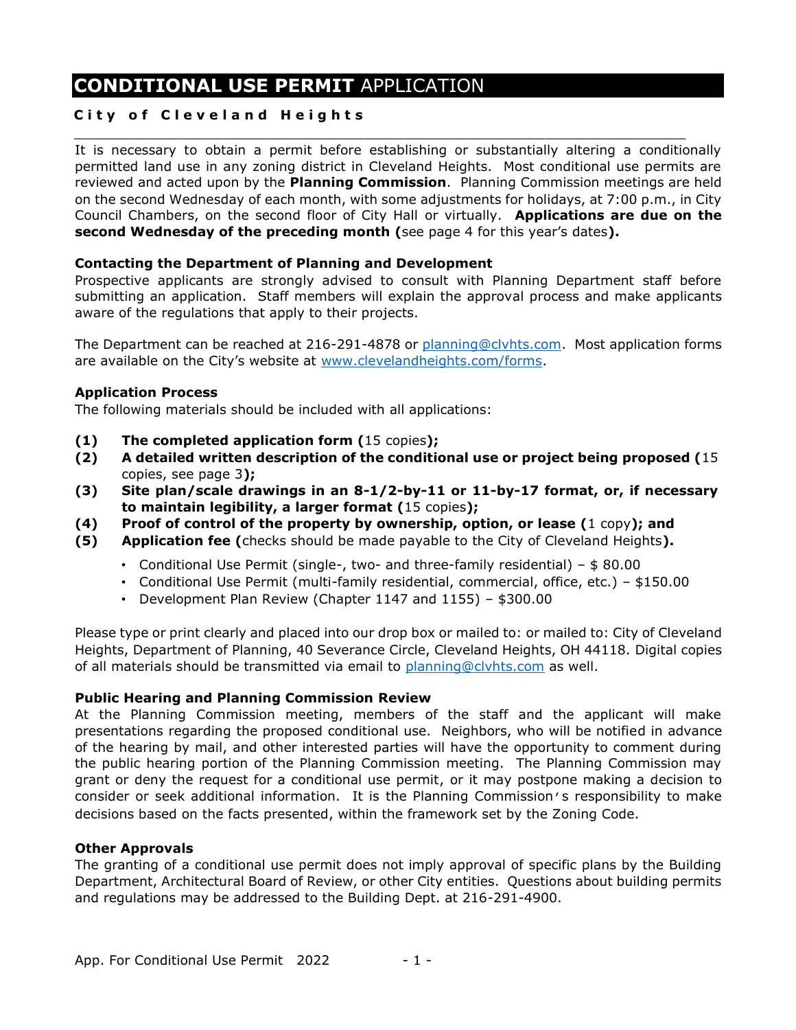# **CONDITIONAL USE PERMIT** APPLICATION

**City of Cleveland Heights**

It is necessary to obtain a permit before establishing or substantially altering a conditionally permitted land use in any zoning district in Cleveland Heights. Most conditional use permits are reviewed and acted upon by the **Planning Commission**. Planning Commission meetings are held on the second Wednesday of each month, with some adjustments for holidays, at 7:00 p.m., in City Council Chambers, on the second floor of City Hall or virtually. **Applications are due on the second Wednesday of the preceding month (**see page 4 for this year's dates**).**

**Contacting the Department of Planning and Development**

Prospective applicants are strongly advised to consult with Planning Department staff before submitting an application. Staff members will explain the approval process and make applicants aware of the regulations that apply to their projects.

The Department can be reached at 216-291-4878 or planning@clvhts.com. Most application forms are available on the City's website at www.clevelandheights.com/forms.

**Application Process**

The following materials should be included with all applications:

**(1) The completed application form (**15 copies**);**

**(2) A detailed written description of the conditional use or project being proposed (**15 copies, see page 3**);**

**(3) Site plan/scale drawings in an 8-1/2-by-11 or 11-by-17 format, or, if necessary to maintain legibility, a larger format (**15 copies**);**

**(4) Proof of control of the property by ownership, option, or lease (**1 copy**); and**

**(5) Application fee (**checks should be made payable to the City of Cleveland Heights**).**

- Conditional Use Permit (single-, two- and three-family residential) – $ 80.00
- Conditional Use Permit (multi-family residential, commercial, office, etc.) – $150.00
- Development Plan Review (Chapter 1147 and 1155) – $300.00

Please type or print clearly and placed into our drop box or mailed to: or mailed to: City of Cleveland Heights, Department of Planning, 40 Severance Circle, Cleveland Heights, OH 44118. Digital copies of all materials should be transmitted via email to planning@clvhts.com as well.

**Public Hearing and Planning Commission Review**

At the Planning Commission meeting, members of the staff and the applicant will make presentations regarding the proposed conditional use. Neighbors, who will be notified in advance of the hearing by mail, and other interested parties will have the opportunity to comment during the public hearing portion of the Planning Commission meeting. The Planning Commission may grant or deny the request for a conditional use permit, or it may postpone making a decision to consider or seek additional information. It is the Planning Commission's responsibility to make decisions based on the facts presented, within the framework set by the Zoning Code.

**Other Approvals**

The granting of a conditional use permit does not imply approval of specific plans by the Building Department, Architectural Board of Review, or other City entities. Questions about building permits and regulations may be addressed to the Building Dept. at 216-291-4900.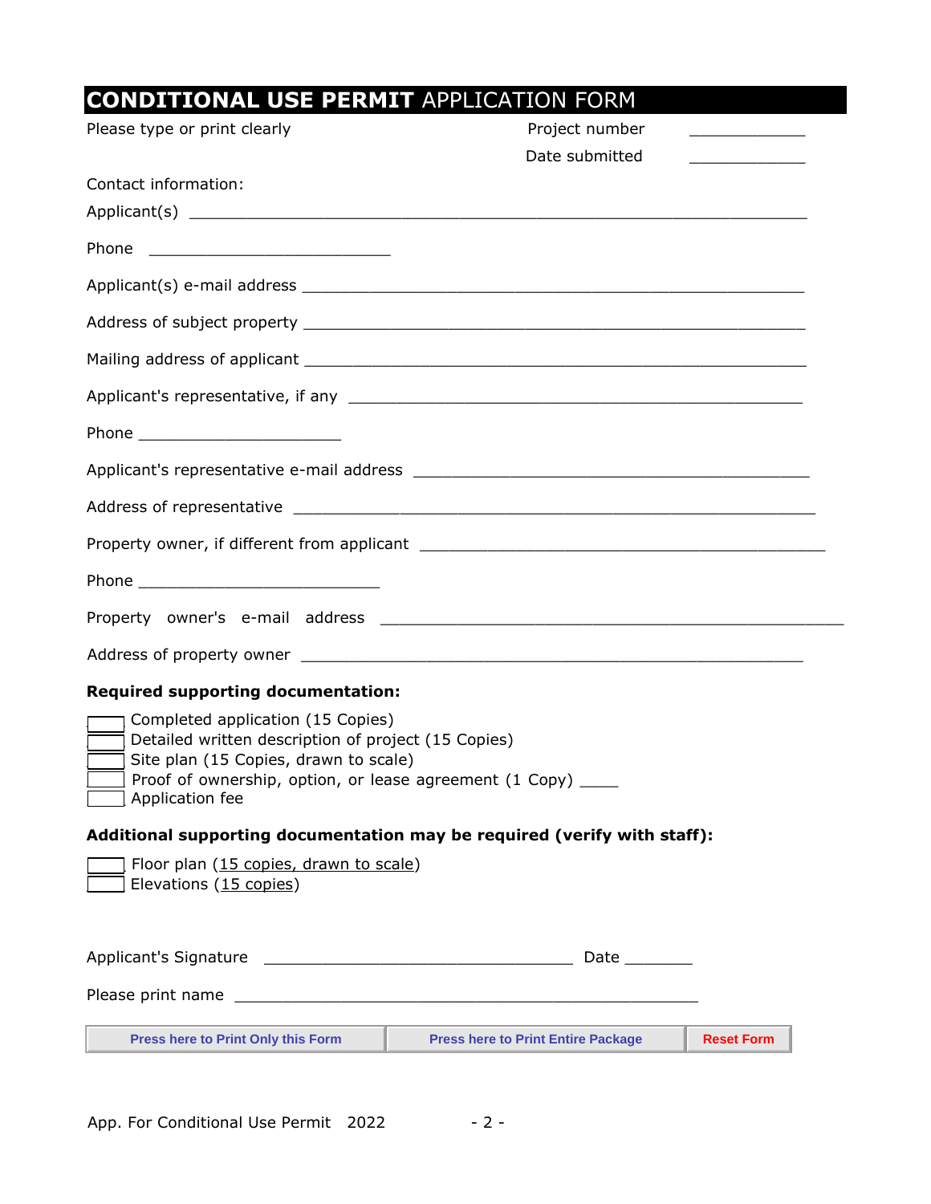# **CONDITIONAL USE PERMIT** APPLICATION FORM

Please type or print clearly

Project number ____________

Date submitted ____________

Contact information:

Applicant(s) ______________________________________________________________

Phone __________________________

Applicant(s) e-mail address ______________________________________________________

Address of subject property ______________________________________________________

Mailing address of applicant ______________________________________________________

Applicant's representative, if any _________________________________________________

Phone ______________________

Applicant's representative e-mail address ___________________________________________

Address of representative ________________________________________________________

Property owner, if different from applicant ___________________________________________

Phone __________________________

Property owner's e-mail address ____________________________________________________

Address of property owner _______________________________________________________

**Required supporting documentation:**

- [ ] Completed application (15 Copies)
- [ ] Detailed written description of project (15 Copies)
- [ ] Site plan (15 Copies, drawn to scale)
- [ ] Proof of ownership, option, or lease agreement (1 Copy) ____
- [ ] Application fee

**Additional supporting documentation may be required (verify with staff):**

- [ ] Floor plan (15 copies, drawn to scale)
- [ ] Elevations (15 copies)

Applicant's Signature _________________________________ Date _______

Please print name __________________________________________________

Press here to Print Only this Form | Press here to Print Entire Package | Reset Form

App. For Conditional Use Permit 2022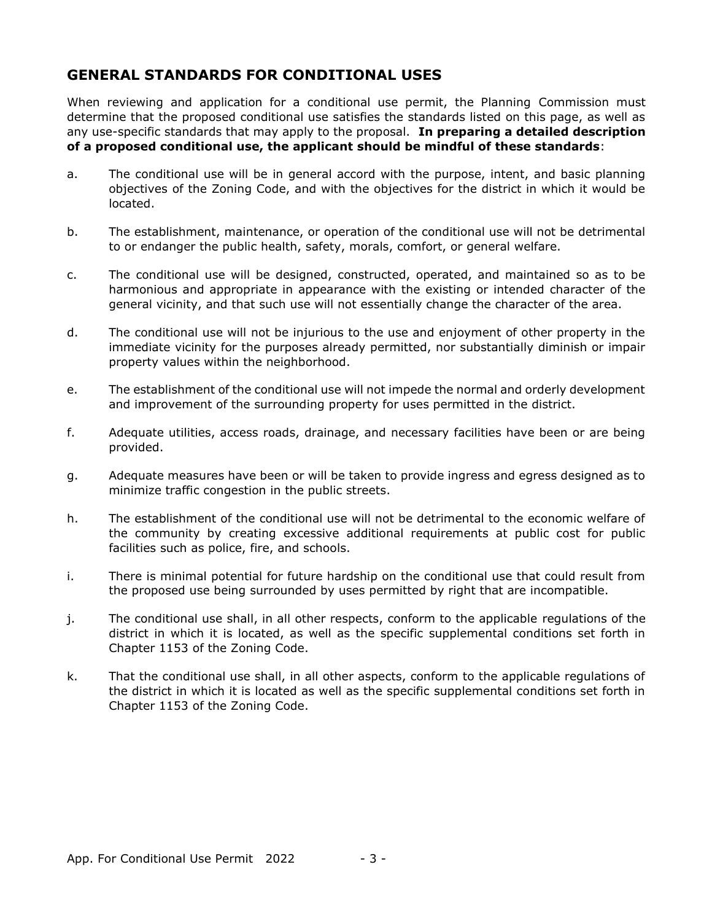## GENERAL STANDARDS FOR CONDITIONAL USES

When reviewing and application for a conditional use permit, the Planning Commission must determine that the proposed conditional use satisfies the standards listed on this page, as well as any use-specific standards that may apply to the proposal. **In preparing a detailed description of a proposed conditional use, the applicant should be mindful of these standards**:

a. The conditional use will be in general accord with the purpose, intent, and basic planning objectives of the Zoning Code, and with the objectives for the district in which it would be located.

b. The establishment, maintenance, or operation of the conditional use will not be detrimental to or endanger the public health, safety, morals, comfort, or general welfare.

c. The conditional use will be designed, constructed, operated, and maintained so as to be harmonious and appropriate in appearance with the existing or intended character of the general vicinity, and that such use will not essentially change the character of the area.

d. The conditional use will not be injurious to the use and enjoyment of other property in the immediate vicinity for the purposes already permitted, nor substantially diminish or impair property values within the neighborhood.

e. The establishment of the conditional use will not impede the normal and orderly development and improvement of the surrounding property for uses permitted in the district.

f. Adequate utilities, access roads, drainage, and necessary facilities have been or are being provided.

g. Adequate measures have been or will be taken to provide ingress and egress designed as to minimize traffic congestion in the public streets.

h. The establishment of the conditional use will not be detrimental to the economic welfare of the community by creating excessive additional requirements at public cost for public facilities such as police, fire, and schools.

i. There is minimal potential for future hardship on the conditional use that could result from the proposed use being surrounded by uses permitted by right that are incompatible.

j. The conditional use shall, in all other respects, conform to the applicable regulations of the district in which it is located, as well as the specific supplemental conditions set forth in Chapter 1153 of the Zoning Code.

k. That the conditional use shall, in all other aspects, conform to the applicable regulations of the district in which it is located as well as the specific supplemental conditions set forth in Chapter 1153 of the Zoning Code.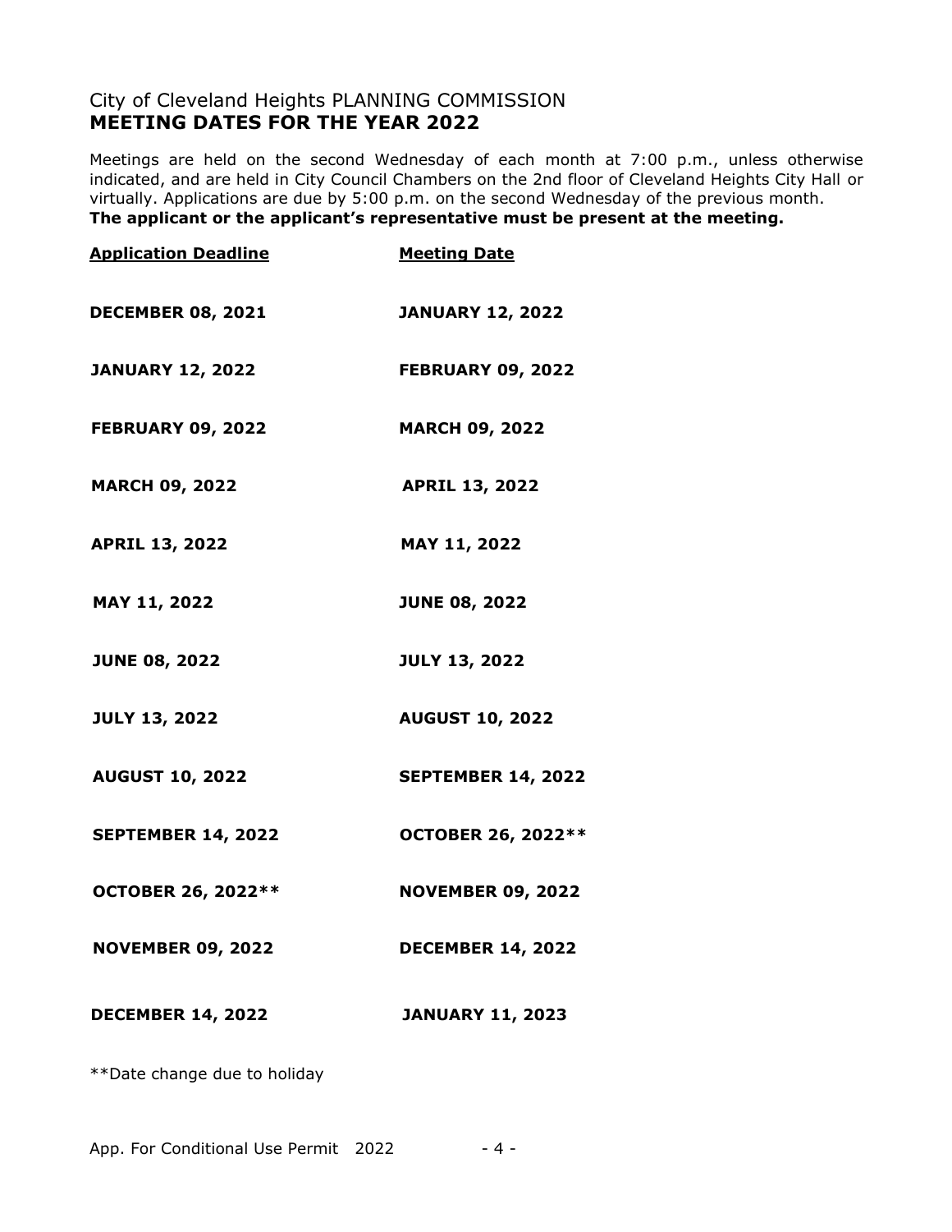City of Cleveland Heights PLANNING COMMISSION
# MEETING DATES FOR THE YEAR 2022

Meetings are held on the second Wednesday of each month at 7:00 p.m., unless otherwise indicated, and are held in City Council Chambers on the 2nd floor of Cleveland Heights City Hall or virtually. Applications are due by 5:00 p.m. on the second Wednesday of the previous month.
**The applicant or the applicant's representative must be present at the meeting.**

| Application Deadline | Meeting Date |
| --- | --- |
| **DECEMBER 08, 2021** | **JANUARY 12, 2022** |
| **JANUARY 12, 2022** | **FEBRUARY 09, 2022** |
| **FEBRUARY 09, 2022** | **MARCH 09, 2022** |
| **MARCH 09, 2022** | **APRIL 13, 2022** |
| **APRIL 13, 2022** | **MAY 11, 2022** |
| **MAY 11, 2022** | **JUNE 08, 2022** |
| **JUNE 08, 2022** | **JULY 13, 2022** |
| **JULY 13, 2022** | **AUGUST 10, 2022** |
| **AUGUST 10, 2022** | **SEPTEMBER 14, 2022** |
| **SEPTEMBER 14, 2022** | **OCTOBER 26, 2022**** |
| **OCTOBER 26, 2022**** | **NOVEMBER 09, 2022** |
| **NOVEMBER 09, 2022** | **DECEMBER 14, 2022** |
| **DECEMBER 14, 2022** | **JANUARY 11, 2023** |

**Date change due to holiday

App. For Conditional Use Permit 2022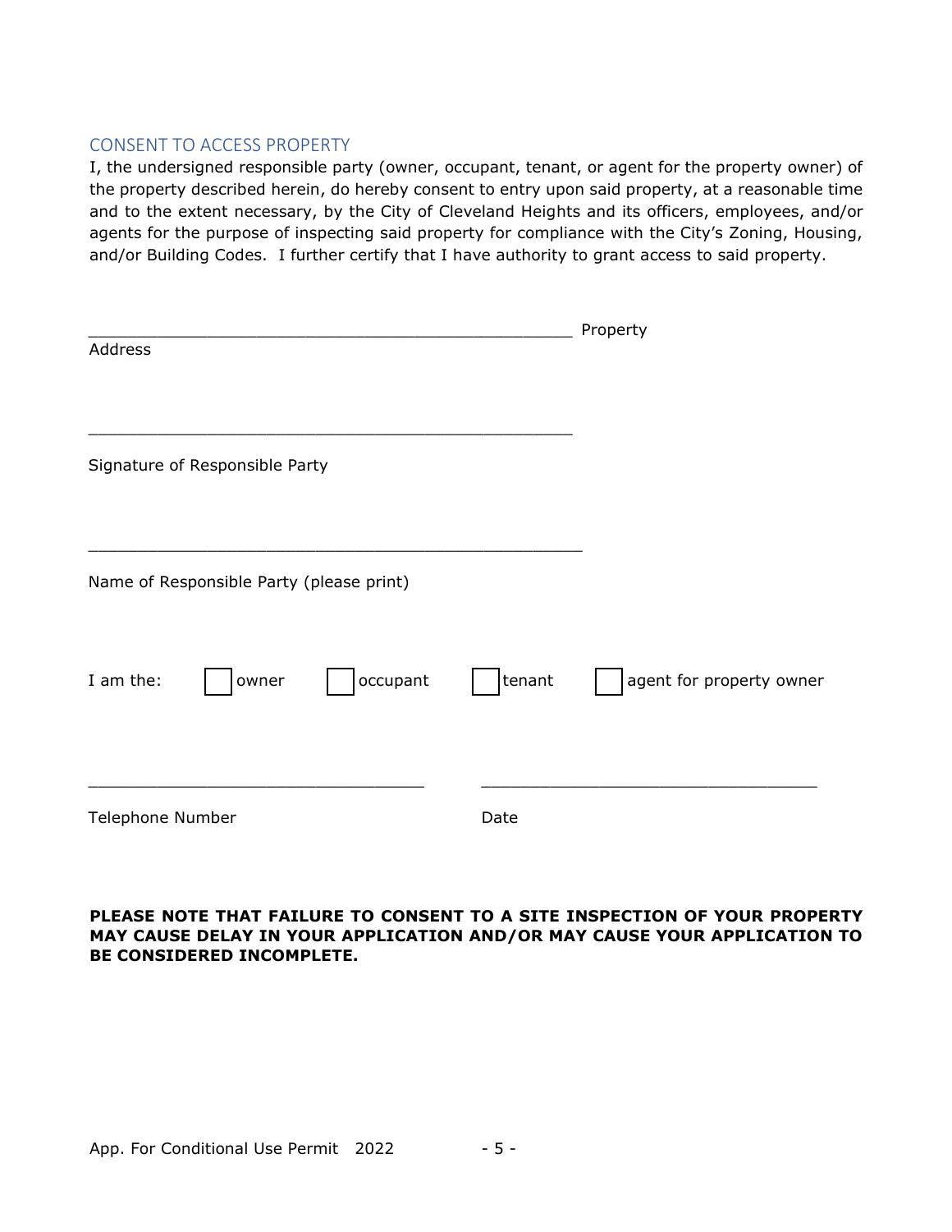## CONSENT TO ACCESS PROPERTY

I, the undersigned responsible party (owner, occupant, tenant, or agent for the property owner) of the property described herein, do hereby consent to entry upon said property, at a reasonable time and to the extent necessary, by the City of Cleveland Heights and its officers, employees, and/or agents for the purpose of inspecting said property for compliance with the City's Zoning, Housing, and/or Building Codes. I further certify that I have authority to grant access to said property.

_____________________________________________________ Property Address

_____________________________________________________

Signature of Responsible Party

_____________________________________________________

Name of Responsible Party (please print)

I am the: ☐ owner ☐ occupant ☐ tenant ☐ agent for property owner

_____________________________________ _____________________________________

Telephone Number Date

**PLEASE NOTE THAT FAILURE TO CONSENT TO A SITE INSPECTION OF YOUR PROPERTY MAY CAUSE DELAY IN YOUR APPLICATION AND/OR MAY CAUSE YOUR APPLICATION TO BE CONSIDERED INCOMPLETE.**